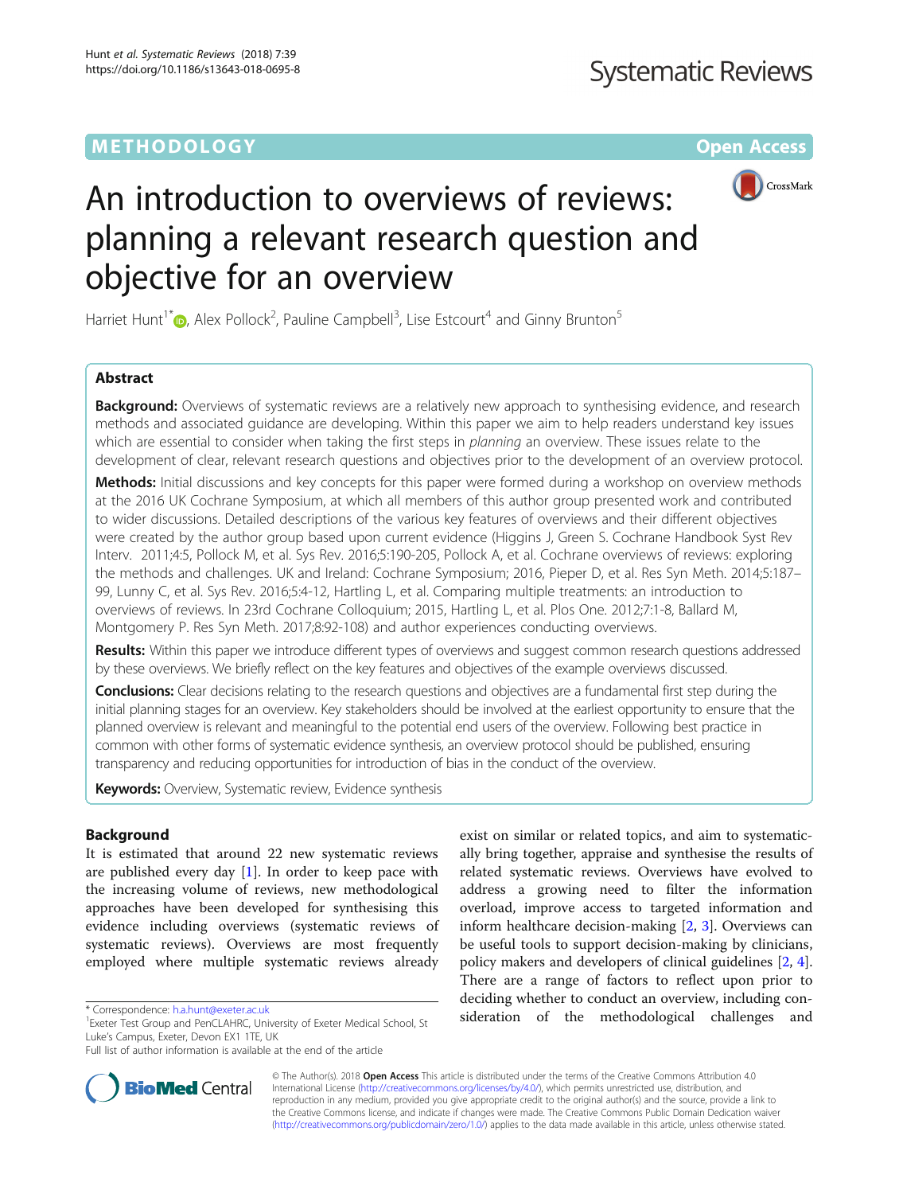METHODOLOGY

Open Access

# An introduction to overviews of reviews: planning a relevant research question and objective for an overview

Harriet Hunt[1*], Alex Pollock[2], Pauline Campbell[3], Lise Estcourt[4] and Ginny Brunton[5]

## Abstract

**Background:** Overviews of systematic reviews are a relatively new approach to synthesising evidence, and research methods and associated guidance are developing. Within this paper we aim to help readers understand key issues which are essential to consider when taking the first steps in *planning* an overview. These issues relate to the development of clear, relevant research questions and objectives prior to the development of an overview protocol.

**Methods:** Initial discussions and key concepts for this paper were formed during a workshop on overview methods at the 2016 UK Cochrane Symposium, at which all members of this author group presented work and contributed to wider discussions. Detailed descriptions of the various key features of overviews and their different objectives were created by the author group based upon current evidence (Higgins J, Green S. Cochrane Handbook Syst Rev Interv. 2011;4:5, Pollock M, et al. Sys Rev. 2016;5:190-205, Pollock A, et al. Cochrane overviews of reviews: exploring the methods and challenges. UK and Ireland: Cochrane Symposium; 2016, Pieper D, et al. Res Syn Meth. 2014;5:187–99, Lunny C, et al. Sys Rev. 2016;5:4-12, Hartling L, et al. Comparing multiple treatments: an introduction to overviews of reviews. In 23rd Cochrane Colloquium; 2015, Hartling L, et al. Plos One. 2012;7:1-8, Ballard M, Montgomery P. Res Syn Meth. 2017;8:92-108) and author experiences conducting overviews.

**Results:** Within this paper we introduce different types of overviews and suggest common research questions addressed by these overviews. We briefly reflect on the key features and objectives of the example overviews discussed.

**Conclusions:** Clear decisions relating to the research questions and objectives are a fundamental first step during the initial planning stages for an overview. Key stakeholders should be involved at the earliest opportunity to ensure that the planned overview is relevant and meaningful to the potential end users of the overview. Following best practice in common with other forms of systematic evidence synthesis, an overview protocol should be published, ensuring transparency and reducing opportunities for introduction of bias in the conduct of the overview.

**Keywords:** Overview, Systematic review, Evidence synthesis

## Background

It is estimated that around 22 new systematic reviews are published every day [1]. In order to keep pace with the increasing volume of reviews, new methodological approaches have been developed for synthesising this evidence including overviews (systematic reviews of systematic reviews). Overviews are most frequently employed where multiple systematic reviews already exist on similar or related topics, and aim to systematically bring together, appraise and synthesise the results of related systematic reviews. Overviews have evolved to address a growing need to filter the information overload, improve access to targeted information and inform healthcare decision-making [2, 3]. Overviews can be useful tools to support decision-making by clinicians, policy makers and developers of clinical guidelines [2, 4]. There are a range of factors to reflect upon prior to deciding whether to conduct an overview, including consideration of the methodological challenges and

\* Correspondence: h.a.hunt@exeter.ac.uk

[1]Exeter Test Group and PenCLAHRC, University of Exeter Medical School, St Luke's Campus, Exeter, Devon EX1 1TE, UK

Full list of author information is available at the end of the article

© The Author(s). 2018 **Open Access** This article is distributed under the terms of the Creative Commons Attribution 4.0 International License (http://creativecommons.org/licenses/by/4.0/), which permits unrestricted use, distribution, and reproduction in any medium, provided you give appropriate credit to the original author(s) and the source, provide a link to the Creative Commons license, and indicate if changes were made. The Creative Commons Public Domain Dedication waiver (http://creativecommons.org/publicdomain/zero/1.0/) applies to the data made available in this article, unless otherwise stated.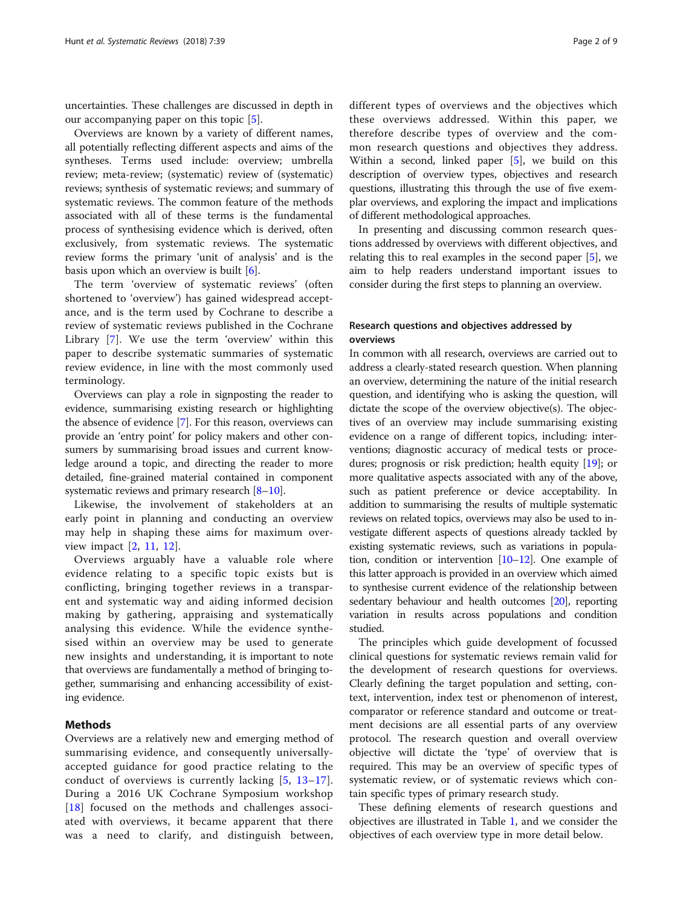uncertainties. These challenges are discussed in depth in our accompanying paper on this topic [5].

Overviews are known by a variety of different names, all potentially reflecting different aspects and aims of the syntheses. Terms used include: overview; umbrella review; meta-review; (systematic) review of (systematic) reviews; synthesis of systematic reviews; and summary of systematic reviews. The common feature of the methods associated with all of these terms is the fundamental process of synthesising evidence which is derived, often exclusively, from systematic reviews. The systematic review forms the primary 'unit of analysis' and is the basis upon which an overview is built [6].

The term 'overview of systematic reviews' (often shortened to 'overview') has gained widespread acceptance, and is the term used by Cochrane to describe a review of systematic reviews published in the Cochrane Library [7]. We use the term 'overview' within this paper to describe systematic summaries of systematic review evidence, in line with the most commonly used terminology.

Overviews can play a role in signposting the reader to evidence, summarising existing research or highlighting the absence of evidence [7]. For this reason, overviews can provide an 'entry point' for policy makers and other consumers by summarising broad issues and current knowledge around a topic, and directing the reader to more detailed, fine-grained material contained in component systematic reviews and primary research [8–10].

Likewise, the involvement of stakeholders at an early point in planning and conducting an overview may help in shaping these aims for maximum overview impact [2, 11, 12].

Overviews arguably have a valuable role where evidence relating to a specific topic exists but is conflicting, bringing together reviews in a transparent and systematic way and aiding informed decision making by gathering, appraising and systematically analysing this evidence. While the evidence synthesised within an overview may be used to generate new insights and understanding, it is important to note that overviews are fundamentally a method of bringing together, summarising and enhancing accessibility of existing evidence.

## Methods

Overviews are a relatively new and emerging method of summarising evidence, and consequently universally-accepted guidance for good practice relating to the conduct of overviews is currently lacking [5, 13–17]. During a 2016 UK Cochrane Symposium workshop [18] focused on the methods and challenges associated with overviews, it became apparent that there was a need to clarify, and distinguish between, different types of overviews and the objectives which these overviews addressed. Within this paper, we therefore describe types of overview and the common research questions and objectives they address. Within a second, linked paper [5], we build on this description of overview types, objectives and research questions, illustrating this through the use of five exemplar overviews, and exploring the impact and implications of different methodological approaches.

In presenting and discussing common research questions addressed by overviews with different objectives, and relating this to real examples in the second paper [5], we aim to help readers understand important issues to consider during the first steps to planning an overview.

### Research questions and objectives addressed by overviews

In common with all research, overviews are carried out to address a clearly-stated research question. When planning an overview, determining the nature of the initial research question, and identifying who is asking the question, will dictate the scope of the overview objective(s). The objectives of an overview may include summarising existing evidence on a range of different topics, including: interventions; diagnostic accuracy of medical tests or procedures; prognosis or risk prediction; health equity [19]; or more qualitative aspects associated with any of the above, such as patient preference or device acceptability. In addition to summarising the results of multiple systematic reviews on related topics, overviews may also be used to investigate different aspects of questions already tackled by existing systematic reviews, such as variations in population, condition or intervention [10–12]. One example of this latter approach is provided in an overview which aimed to synthesise current evidence of the relationship between sedentary behaviour and health outcomes [20], reporting variation in results across populations and condition studied.

The principles which guide development of focussed clinical questions for systematic reviews remain valid for the development of research questions for overviews. Clearly defining the target population and setting, context, intervention, index test or phenomenon of interest, comparator or reference standard and outcome or treatment decisions are all essential parts of any overview protocol. The research question and overall overview objective will dictate the 'type' of overview that is required. This may be an overview of specific types of systematic review, or of systematic reviews which contain specific types of primary research study.

These defining elements of research questions and objectives are illustrated in Table 1, and we consider the objectives of each overview type in more detail below.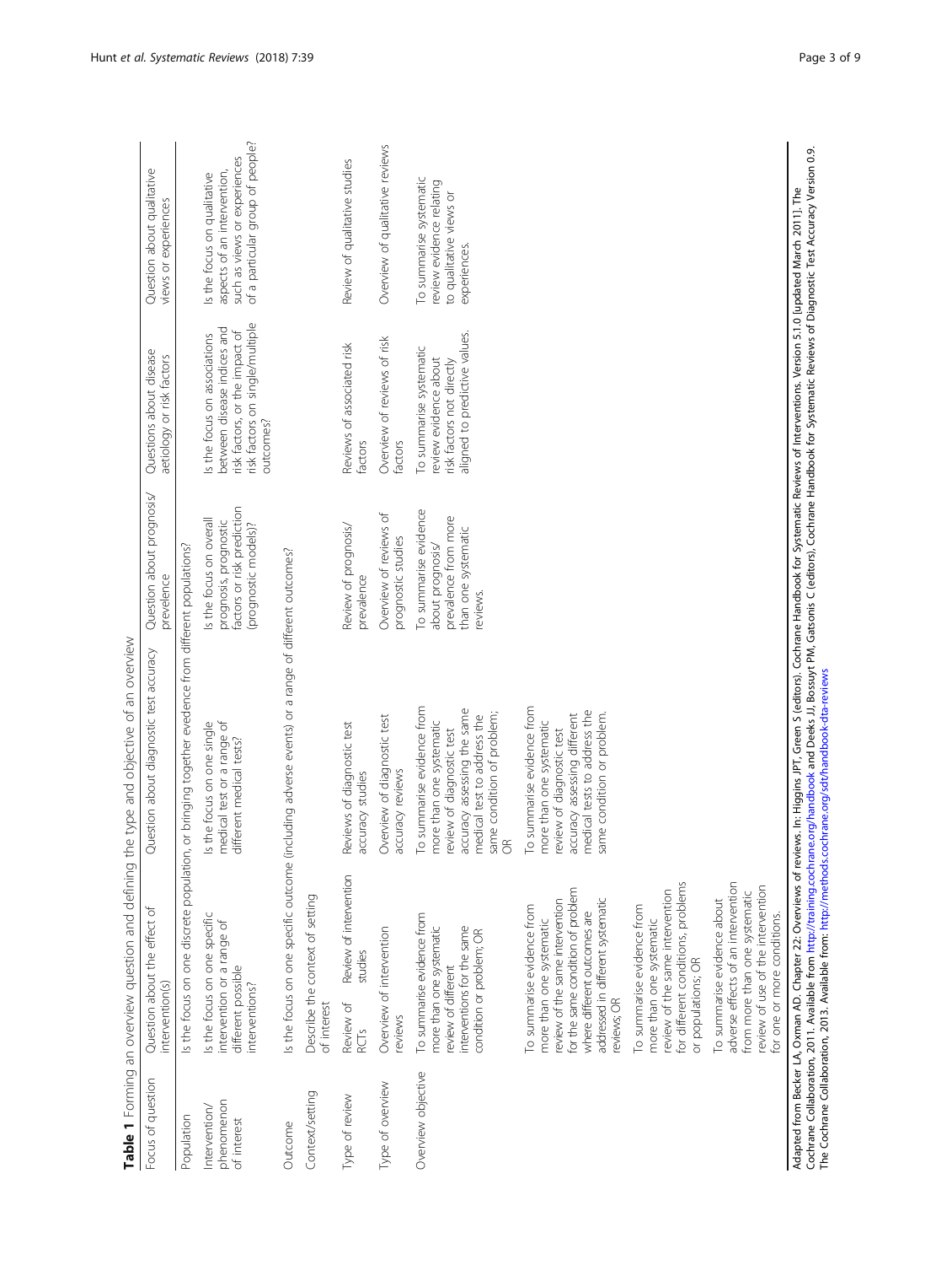**Table 1** Forming an overview question and defining the type and objective of an overview

| Focus of question | Question about the effect of intervention(s) | Question about diagnostic test accuracy | Question about prognosis/ prevelence | Questions about disease aetiology or risk factors | Question about qualitative views or experiences |
|---|---|---|---|---|---|
| Population | Is the focus on one discrete population, or bringing together evedence from different populations? | | | | |
| Intervention/ phenomenon of interest | Is the focus on one specific intervention or a range of different possible interventions? | Is the focus on one single medical test or a range of different medical tests? | Is the focus on overall prognosis, prognostic factors or risk prediction (prognostic models)? | Is the focus on associations between disease indices and risk factors, or the impact of risk factors on single/multiple outcomes? | Is the focus on qualitative aspects of an intervention, such as views or experiences of a particular group of people? |
| Outcome | Is the focus on one specific outcome (including adverse events) or a range of different outcomes? | | | | |
| Context/setting | Describe the context of setting of interest | | | | |
| Type of review | Review of RCTs / Review of intervention studies | Reviews of diagnostic test accuracy studies | Review of prognosis/ prevalence | Reviews of associated risk factors | Review of qualitative studies |
| Type of overview | Overview of intervention reviews | Overview of diagnostic test accuracy reviews | Overview of reviews of prognostic studies | Overview of reviews of risk factors | Overview of qualitative reviews |
| Overview objective | To summarise evidence from more than one systematic review of different interventions for the same condition or problem; OR<br>To summarise evidence from more than one systematic review of the same intervention for the same condition of problem where different outcomes are addressed in different systematic reviews; OR<br>To summarise evidence from more than one systematic review of the same intervention for different conditions, problems or populations; OR<br>To summarise evidence about adverse effects of an intervention from more than one systematic review of use of the intervention for one or more conditions. | To summarise evidence from more than one systematic review of diagnostic test accuracy assessing the same medical test to address the same condition of problem; OR<br>To summarise evidence from more than one systematic review of diagnostic test accuracy assessing different medical tests to address the same condition or problem. | To summarise evidence about prognosis/ prevalence from more than one systematic reviews. | To summarise systematic review evidence about risk factors not directly aligned to predictive values. | To summarise systematic review evidence relating to qualitative views or experiences. |

Adapted from Becker LA, Oxman AD. Chapter 22: Overviews of reviews. In: Higgins JPT, Green S (editors). Cochrane Handbook for Systematic Reviews of Interventions. Version 5.1.0 [updated March 2011]. The Cochrane Collaboration, 2011. Available from http://training.cochrane.org/handbook and Deeks JJ, Bossuyt PM, Gatsonis C (editors), Cochrane Handbook for Systematic Reviews of Diagnostic Test Accuracy Version 0.9. The Cochrane Collaboration, 2013. Available from: http://methods.cochrane.org/sdt/handbook-dta-reviews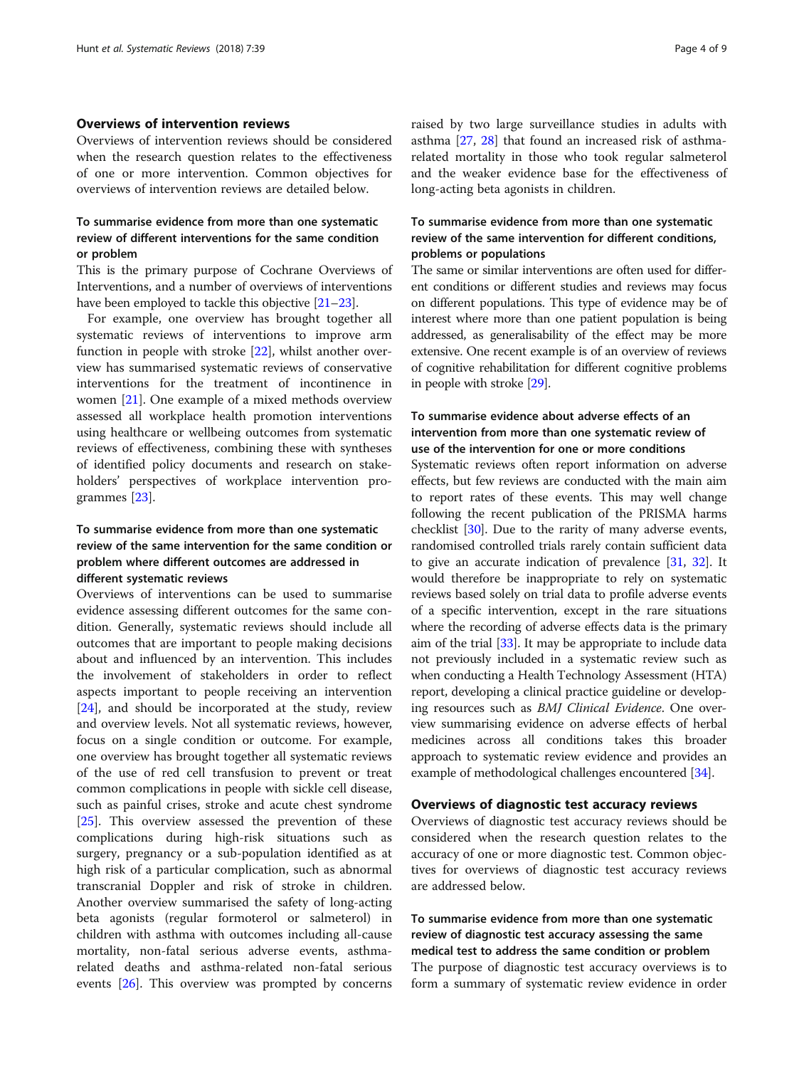## Overviews of intervention reviews

Overviews of intervention reviews should be considered when the research question relates to the effectiveness of one or more intervention. Common objectives for overviews of intervention reviews are detailed below.

### To summarise evidence from more than one systematic review of different interventions for the same condition or problem

This is the primary purpose of Cochrane Overviews of Interventions, and a number of overviews of interventions have been employed to tackle this objective [21–23].

For example, one overview has brought together all systematic reviews of interventions to improve arm function in people with stroke [22], whilst another overview has summarised systematic reviews of conservative interventions for the treatment of incontinence in women [21]. One example of a mixed methods overview assessed all workplace health promotion interventions using healthcare or wellbeing outcomes from systematic reviews of effectiveness, combining these with syntheses of identified policy documents and research on stakeholders' perspectives of workplace intervention programmes [23].

### To summarise evidence from more than one systematic review of the same intervention for the same condition or problem where different outcomes are addressed in different systematic reviews

Overviews of interventions can be used to summarise evidence assessing different outcomes for the same condition. Generally, systematic reviews should include all outcomes that are important to people making decisions about and influenced by an intervention. This includes the involvement of stakeholders in order to reflect aspects important to people receiving an intervention [24], and should be incorporated at the study, review and overview levels. Not all systematic reviews, however, focus on a single condition or outcome. For example, one overview has brought together all systematic reviews of the use of red cell transfusion to prevent or treat common complications in people with sickle cell disease, such as painful crises, stroke and acute chest syndrome [25]. This overview assessed the prevention of these complications during high-risk situations such as surgery, pregnancy or a sub-population identified as at high risk of a particular complication, such as abnormal transcranial Doppler and risk of stroke in children. Another overview summarised the safety of long-acting beta agonists (regular formoterol or salmeterol) in children with asthma with outcomes including all-cause mortality, non-fatal serious adverse events, asthma-related deaths and asthma-related non-fatal serious events [26]. This overview was prompted by concerns raised by two large surveillance studies in adults with asthma [27, 28] that found an increased risk of asthma-related mortality in those who took regular salmeterol and the weaker evidence base for the effectiveness of long-acting beta agonists in children.

### To summarise evidence from more than one systematic review of the same intervention for different conditions, problems or populations

The same or similar interventions are often used for different conditions or different studies and reviews may focus on different populations. This type of evidence may be of interest where more than one patient population is being addressed, as generalisability of the effect may be more extensive. One recent example is of an overview of reviews of cognitive rehabilitation for different cognitive problems in people with stroke [29].

### To summarise evidence about adverse effects of an intervention from more than one systematic review of use of the intervention for one or more conditions

Systematic reviews often report information on adverse effects, but few reviews are conducted with the main aim to report rates of these events. This may well change following the recent publication of the PRISMA harms checklist [30]. Due to the rarity of many adverse events, randomised controlled trials rarely contain sufficient data to give an accurate indication of prevalence [31, 32]. It would therefore be inappropriate to rely on systematic reviews based solely on trial data to profile adverse events of a specific intervention, except in the rare situations where the recording of adverse effects data is the primary aim of the trial [33]. It may be appropriate to include data not previously included in a systematic review such as when conducting a Health Technology Assessment (HTA) report, developing a clinical practice guideline or developing resources such as *BMJ Clinical Evidence*. One overview summarising evidence on adverse effects of herbal medicines across all conditions takes this broader approach to systematic review evidence and provides an example of methodological challenges encountered [34].

## Overviews of diagnostic test accuracy reviews

Overviews of diagnostic test accuracy reviews should be considered when the research question relates to the accuracy of one or more diagnostic test. Common objectives for overviews of diagnostic test accuracy reviews are addressed below.

### To summarise evidence from more than one systematic review of diagnostic test accuracy assessing the same medical test to address the same condition or problem

The purpose of diagnostic test accuracy overviews is to form a summary of systematic review evidence in order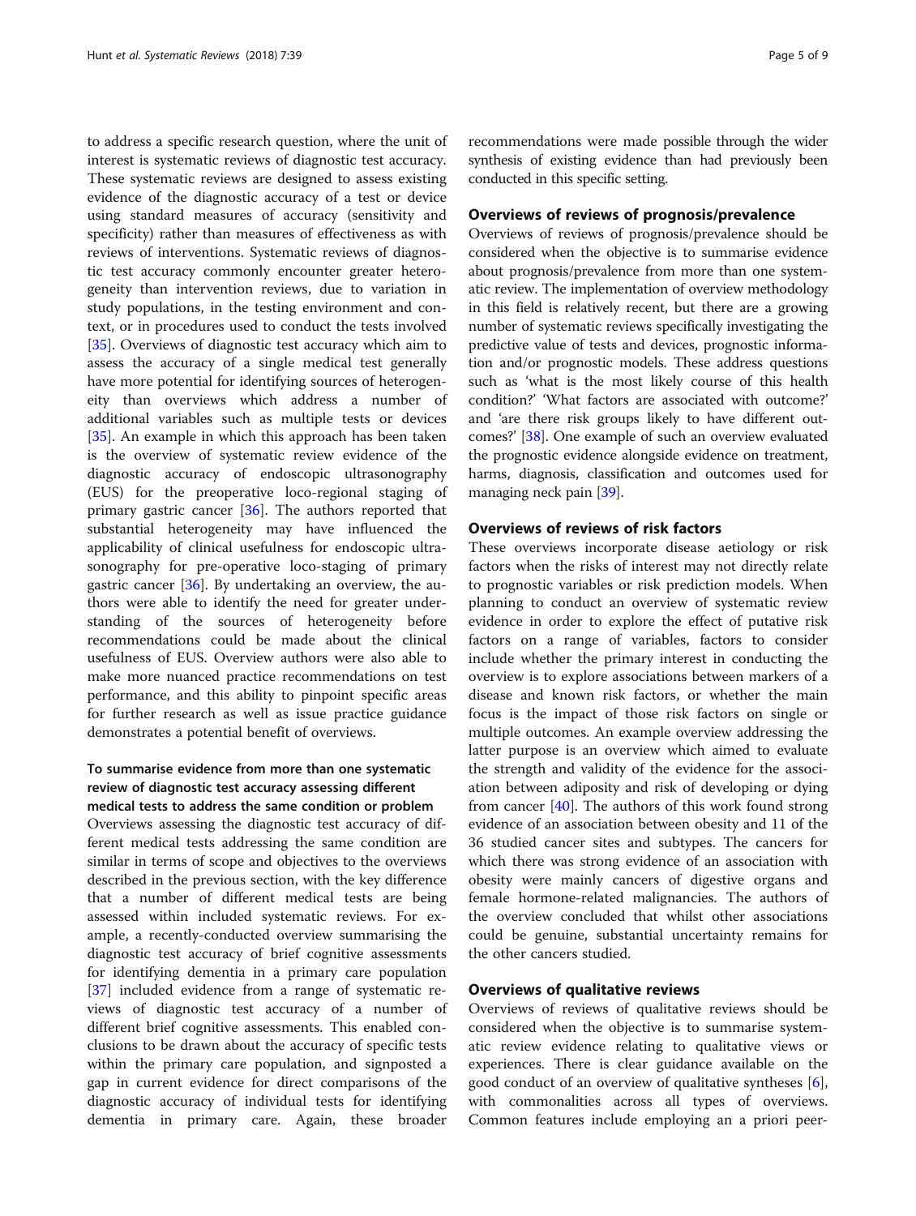to address a specific research question, where the unit of interest is systematic reviews of diagnostic test accuracy. These systematic reviews are designed to assess existing evidence of the diagnostic accuracy of a test or device using standard measures of accuracy (sensitivity and specificity) rather than measures of effectiveness as with reviews of interventions. Systematic reviews of diagnostic test accuracy commonly encounter greater heterogeneity than intervention reviews, due to variation in study populations, in the testing environment and context, or in procedures used to conduct the tests involved [35]. Overviews of diagnostic test accuracy which aim to assess the accuracy of a single medical test generally have more potential for identifying sources of heterogeneity than overviews which address a number of additional variables such as multiple tests or devices [35]. An example in which this approach has been taken is the overview of systematic review evidence of the diagnostic accuracy of endoscopic ultrasonography (EUS) for the preoperative loco-regional staging of primary gastric cancer [36]. The authors reported that substantial heterogeneity may have influenced the applicability of clinical usefulness for endoscopic ultrasonography for pre-operative loco-staging of primary gastric cancer [36]. By undertaking an overview, the authors were able to identify the need for greater understanding of the sources of heterogeneity before recommendations could be made about the clinical usefulness of EUS. Overview authors were also able to make more nuanced practice recommendations on test performance, and this ability to pinpoint specific areas for further research as well as issue practice guidance demonstrates a potential benefit of overviews.

#### To summarise evidence from more than one systematic review of diagnostic test accuracy assessing different medical tests to address the same condition or problem

Overviews assessing the diagnostic test accuracy of different medical tests addressing the same condition are similar in terms of scope and objectives to the overviews described in the previous section, with the key difference that a number of different medical tests are being assessed within included systematic reviews. For example, a recently-conducted overview summarising the diagnostic test accuracy of brief cognitive assessments for identifying dementia in a primary care population [37] included evidence from a range of systematic reviews of diagnostic test accuracy of a number of different brief cognitive assessments. This enabled conclusions to be drawn about the accuracy of specific tests within the primary care population, and signposted a gap in current evidence for direct comparisons of the diagnostic accuracy of individual tests for identifying dementia in primary care. Again, these broader recommendations were made possible through the wider synthesis of existing evidence than had previously been conducted in this specific setting.

### Overviews of reviews of prognosis/prevalence

Overviews of reviews of prognosis/prevalence should be considered when the objective is to summarise evidence about prognosis/prevalence from more than one systematic review. The implementation of overview methodology in this field is relatively recent, but there are a growing number of systematic reviews specifically investigating the predictive value of tests and devices, prognostic information and/or prognostic models. These address questions such as 'what is the most likely course of this health condition?' 'What factors are associated with outcome?' and 'are there risk groups likely to have different outcomes?' [38]. One example of such an overview evaluated the prognostic evidence alongside evidence on treatment, harms, diagnosis, classification and outcomes used for managing neck pain [39].

### Overviews of reviews of risk factors

These overviews incorporate disease aetiology or risk factors when the risks of interest may not directly relate to prognostic variables or risk prediction models. When planning to conduct an overview of systematic review evidence in order to explore the effect of putative risk factors on a range of variables, factors to consider include whether the primary interest in conducting the overview is to explore associations between markers of a disease and known risk factors, or whether the main focus is the impact of those risk factors on single or multiple outcomes. An example overview addressing the latter purpose is an overview which aimed to evaluate the strength and validity of the evidence for the association between adiposity and risk of developing or dying from cancer [40]. The authors of this work found strong evidence of an association between obesity and 11 of the 36 studied cancer sites and subtypes. The cancers for which there was strong evidence of an association with obesity were mainly cancers of digestive organs and female hormone-related malignancies. The authors of the overview concluded that whilst other associations could be genuine, substantial uncertainty remains for the other cancers studied.

### Overviews of qualitative reviews

Overviews of reviews of qualitative reviews should be considered when the objective is to summarise systematic review evidence relating to qualitative views or experiences. There is clear guidance available on the good conduct of an overview of qualitative syntheses [6], with commonalities across all types of overviews. Common features include employing an a priori peer-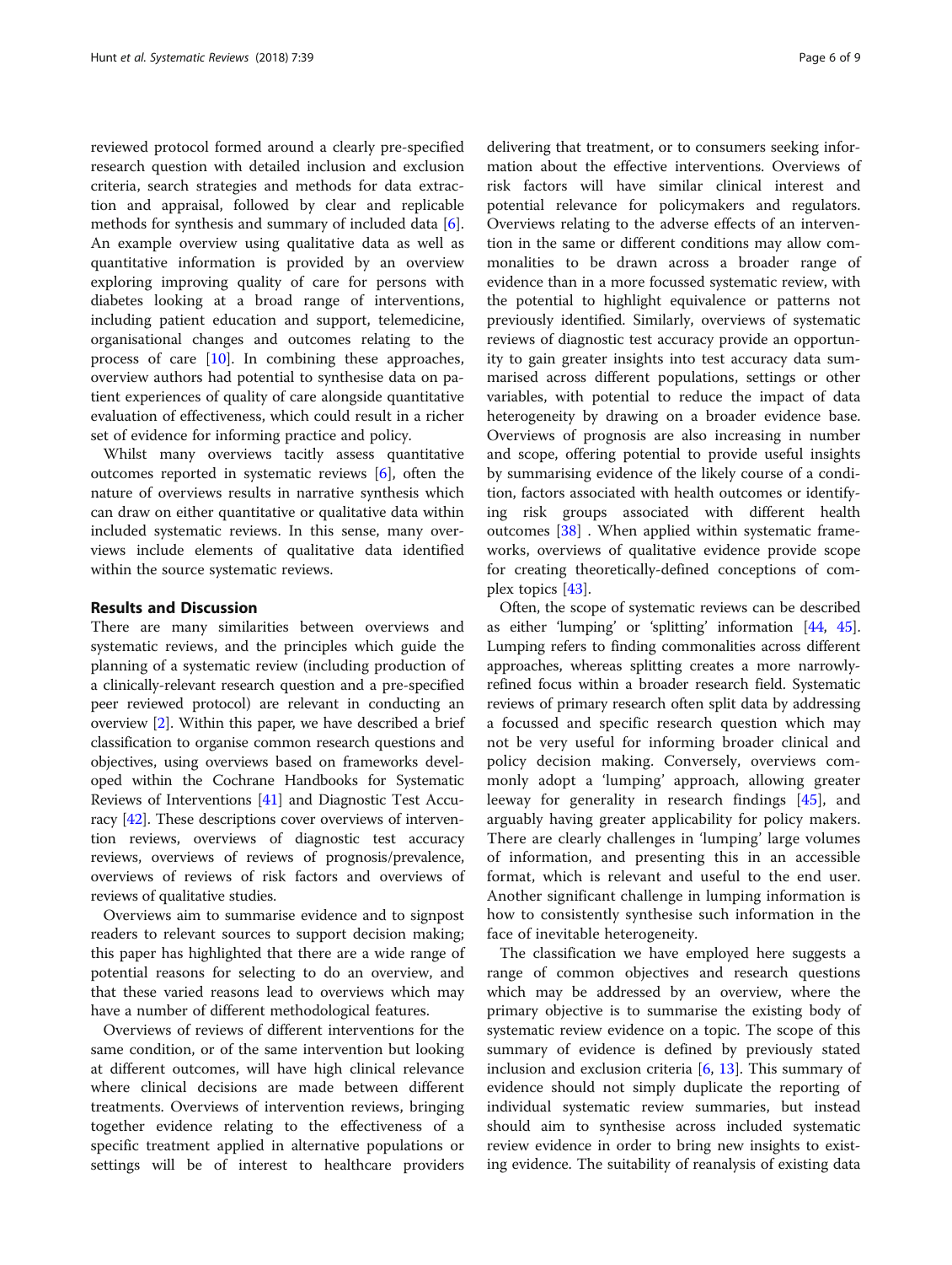reviewed protocol formed around a clearly pre-specified research question with detailed inclusion and exclusion criteria, search strategies and methods for data extraction and appraisal, followed by clear and replicable methods for synthesis and summary of included data [6]. An example overview using qualitative data as well as quantitative information is provided by an overview exploring improving quality of care for persons with diabetes looking at a broad range of interventions, including patient education and support, telemedicine, organisational changes and outcomes relating to the process of care [10]. In combining these approaches, overview authors had potential to synthesise data on patient experiences of quality of care alongside quantitative evaluation of effectiveness, which could result in a richer set of evidence for informing practice and policy.

Whilst many overviews tacitly assess quantitative outcomes reported in systematic reviews [6], often the nature of overviews results in narrative synthesis which can draw on either quantitative or qualitative data within included systematic reviews. In this sense, many overviews include elements of qualitative data identified within the source systematic reviews.

## Results and Discussion

There are many similarities between overviews and systematic reviews, and the principles which guide the planning of a systematic review (including production of a clinically-relevant research question and a pre-specified peer reviewed protocol) are relevant in conducting an overview [2]. Within this paper, we have described a brief classification to organise common research questions and objectives, using overviews based on frameworks developed within the Cochrane Handbooks for Systematic Reviews of Interventions [41] and Diagnostic Test Accuracy [42]. These descriptions cover overviews of intervention reviews, overviews of diagnostic test accuracy reviews, overviews of reviews of prognosis/prevalence, overviews of reviews of risk factors and overviews of reviews of qualitative studies.

Overviews aim to summarise evidence and to signpost readers to relevant sources to support decision making; this paper has highlighted that there are a wide range of potential reasons for selecting to do an overview, and that these varied reasons lead to overviews which may have a number of different methodological features.

Overviews of reviews of different interventions for the same condition, or of the same intervention but looking at different outcomes, will have high clinical relevance where clinical decisions are made between different treatments. Overviews of intervention reviews, bringing together evidence relating to the effectiveness of a specific treatment applied in alternative populations or settings will be of interest to healthcare providers delivering that treatment, or to consumers seeking information about the effective interventions. Overviews of risk factors will have similar clinical interest and potential relevance for policymakers and regulators. Overviews relating to the adverse effects of an intervention in the same or different conditions may allow commonalities to be drawn across a broader range of evidence than in a more focussed systematic review, with the potential to highlight equivalence or patterns not previously identified. Similarly, overviews of systematic reviews of diagnostic test accuracy provide an opportunity to gain greater insights into test accuracy data summarised across different populations, settings or other variables, with potential to reduce the impact of data heterogeneity by drawing on a broader evidence base. Overviews of prognosis are also increasing in number and scope, offering potential to provide useful insights by summarising evidence of the likely course of a condition, factors associated with health outcomes or identifying risk groups associated with different health outcomes [38] . When applied within systematic frameworks, overviews of qualitative evidence provide scope for creating theoretically-defined conceptions of complex topics [43].

Often, the scope of systematic reviews can be described as either 'lumping' or 'splitting' information [44, 45]. Lumping refers to finding commonalities across different approaches, whereas splitting creates a more narrowly-refined focus within a broader research field. Systematic reviews of primary research often split data by addressing a focussed and specific research question which may not be very useful for informing broader clinical and policy decision making. Conversely, overviews commonly adopt a 'lumping' approach, allowing greater leeway for generality in research findings [45], and arguably having greater applicability for policy makers. There are clearly challenges in 'lumping' large volumes of information, and presenting this in an accessible format, which is relevant and useful to the end user. Another significant challenge in lumping information is how to consistently synthesise such information in the face of inevitable heterogeneity.

The classification we have employed here suggests a range of common objectives and research questions which may be addressed by an overview, where the primary objective is to summarise the existing body of systematic review evidence on a topic. The scope of this summary of evidence is defined by previously stated inclusion and exclusion criteria [6, 13]. This summary of evidence should not simply duplicate the reporting of individual systematic review summaries, but instead should aim to synthesise across included systematic review evidence in order to bring new insights to existing evidence. The suitability of reanalysis of existing data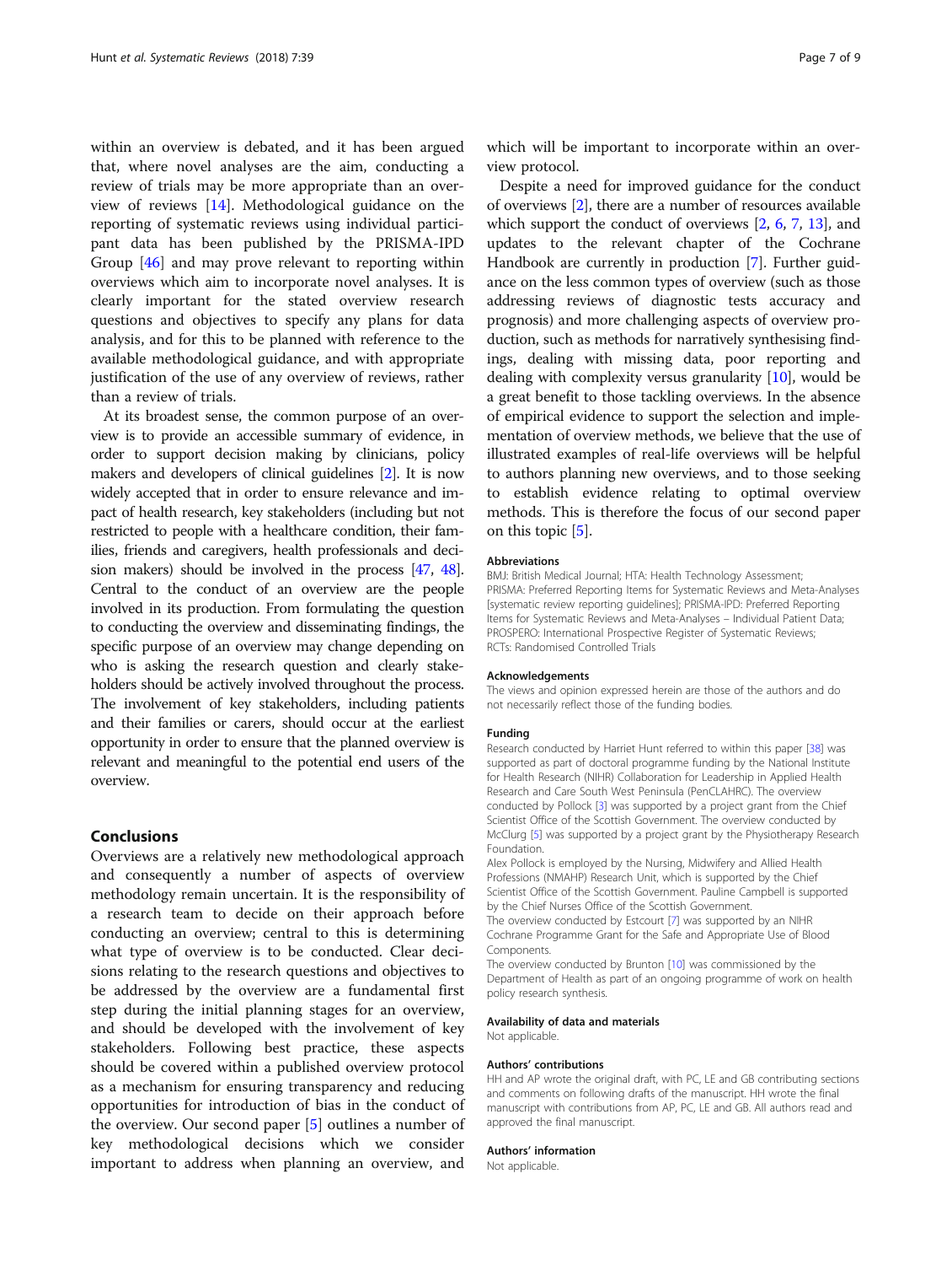within an overview is debated, and it has been argued that, where novel analyses are the aim, conducting a review of trials may be more appropriate than an overview of reviews [14]. Methodological guidance on the reporting of systematic reviews using individual participant data has been published by the PRISMA-IPD Group [46] and may prove relevant to reporting within overviews which aim to incorporate novel analyses. It is clearly important for the stated overview research questions and objectives to specify any plans for data analysis, and for this to be planned with reference to the available methodological guidance, and with appropriate justification of the use of any overview of reviews, rather than a review of trials.

At its broadest sense, the common purpose of an overview is to provide an accessible summary of evidence, in order to support decision making by clinicians, policy makers and developers of clinical guidelines [2]. It is now widely accepted that in order to ensure relevance and impact of health research, key stakeholders (including but not restricted to people with a healthcare condition, their families, friends and caregivers, health professionals and decision makers) should be involved in the process [47, 48]. Central to the conduct of an overview are the people involved in its production. From formulating the question to conducting the overview and disseminating findings, the specific purpose of an overview may change depending on who is asking the research question and clearly stakeholders should be actively involved throughout the process. The involvement of key stakeholders, including patients and their families or carers, should occur at the earliest opportunity in order to ensure that the planned overview is relevant and meaningful to the potential end users of the overview.

## Conclusions

Overviews are a relatively new methodological approach and consequently a number of aspects of overview methodology remain uncertain. It is the responsibility of a research team to decide on their approach before conducting an overview; central to this is determining what type of overview is to be conducted. Clear decisions relating to the research questions and objectives to be addressed by the overview are a fundamental first step during the initial planning stages for an overview, and should be developed with the involvement of key stakeholders. Following best practice, these aspects should be covered within a published overview protocol as a mechanism for ensuring transparency and reducing opportunities for introduction of bias in the conduct of the overview. Our second paper [5] outlines a number of key methodological decisions which we consider important to address when planning an overview, and which will be important to incorporate within an overview protocol.

Despite a need for improved guidance for the conduct of overviews [2], there are a number of resources available which support the conduct of overviews [2, 6, 7, 13], and updates to the relevant chapter of the Cochrane Handbook are currently in production [7]. Further guidance on the less common types of overview (such as those addressing reviews of diagnostic tests accuracy and prognosis) and more challenging aspects of overview production, such as methods for narratively synthesising findings, dealing with missing data, poor reporting and dealing with complexity versus granularity [10], would be a great benefit to those tackling overviews. In the absence of empirical evidence to support the selection and implementation of overview methods, we believe that the use of illustrated examples of real-life overviews will be helpful to authors planning new overviews, and to those seeking to establish evidence relating to optimal overview methods. This is therefore the focus of our second paper on this topic [5].

#### Abbreviations

BMJ: British Medical Journal; HTA: Health Technology Assessment; PRISMA: Preferred Reporting Items for Systematic Reviews and Meta-Analyses [systematic review reporting guidelines]; PRISMA-IPD: Preferred Reporting Items for Systematic Reviews and Meta-Analyses – Individual Patient Data; PROSPERO: International Prospective Register of Systematic Reviews; RCTs: Randomised Controlled Trials

#### Acknowledgements

The views and opinion expressed herein are those of the authors and do not necessarily reflect those of the funding bodies.

#### Funding

Research conducted by Harriet Hunt referred to within this paper [38] was supported as part of doctoral programme funding by the National Institute for Health Research (NIHR) Collaboration for Leadership in Applied Health Research and Care South West Peninsula (PenCLAHRC). The overview conducted by Pollock [3] was supported by a project grant from the Chief Scientist Office of the Scottish Government. The overview conducted by McClurg [5] was supported by a project grant by the Physiotherapy Research Foundation.

Alex Pollock is employed by the Nursing, Midwifery and Allied Health Professions (NMAHP) Research Unit, which is supported by the Chief Scientist Office of the Scottish Government. Pauline Campbell is supported by the Chief Nurses Office of the Scottish Government.

The overview conducted by Estcourt [7] was supported by an NIHR Cochrane Programme Grant for the Safe and Appropriate Use of Blood Components.

The overview conducted by Brunton [10] was commissioned by the Department of Health as part of an ongoing programme of work on health policy research synthesis.

#### Availability of data and materials

Not applicable.

#### Authors' contributions

HH and AP wrote the original draft, with PC, LE and GB contributing sections and comments on following drafts of the manuscript. HH wrote the final manuscript with contributions from AP, PC, LE and GB. All authors read and approved the final manuscript.

#### Authors' information

Not applicable.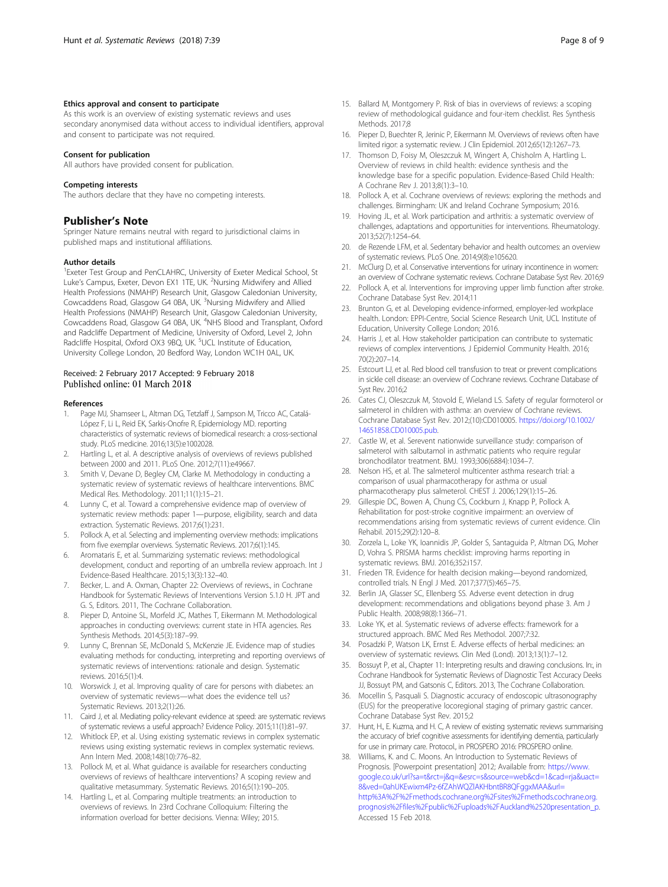#### Ethics approval and consent to participate

As this work is an overview of existing systematic reviews and uses secondary anonymised data without access to individual identifiers, approval and consent to participate was not required.

#### Consent for publication

All authors have provided consent for publication.

#### Competing interests

The authors declare that they have no competing interests.

## Publisher's Note

Springer Nature remains neutral with regard to jurisdictional claims in published maps and institutional affiliations.

#### Author details

[1]Exeter Test Group and PenCLAHRC, University of Exeter Medical School, St Luke's Campus, Exeter, Devon EX1 1TE, UK. [2]Nursing Midwifery and Allied Health Professions (NMAHP) Research Unit, Glasgow Caledonian University, Cowcaddens Road, Glasgow G4 0BA, UK. [3]Nursing Midwifery and Allied Health Professions (NMAHP) Research Unit, Glasgow Caledonian University, Cowcaddens Road, Glasgow G4 0BA, UK. [4]NHS Blood and Transplant, Oxford and Radcliffe Department of Medicine, University of Oxford, Level 2, John Radcliffe Hospital, Oxford OX3 9BQ, UK. [5]UCL Institute of Education, University College London, 20 Bedford Way, London WC1H 0AL, UK.

Received: 2 February 2017 Accepted: 9 February 2018
Published online: 01 March 2018

#### References

1. Page MJ, Shamseer L, Altman DG, Tetzlaff J, Sampson M, Tricco AC, Catalá-López F, Li L, Reid EK, Sarkis-Onofre R, Epidemiology MD. reporting characteristics of systematic reviews of biomedical research: a cross-sectional study. PLoS medicine. 2016;13(5):e1002028.
2. Hartling L, et al. A descriptive analysis of overviews of reviews published between 2000 and 2011. PLoS One. 2012;7(11):e49667.
3. Smith V, Devane D, Begley CM, Clarke M. Methodology in conducting a systematic review of systematic reviews of healthcare interventions. BMC Medical Res. Methodology. 2011;11(1):15–21.
4. Lunny C, et al. Toward a comprehensive evidence map of overview of systematic review methods: paper 1—purpose, eligibility, search and data extraction. Systematic Reviews. 2017;6(1):231.
5. Pollock A, et al. Selecting and implementing overview methods: implications from five exemplar overviews. Systematic Reviews. 2017;6(1):145.
6. Aromataris E, et al. Summarizing systematic reviews: methodological development, conduct and reporting of an umbrella review approach. Int J Evidence-Based Healthcare. 2015;13(3):132–40.
7. Becker, L. and A. Oxman, Chapter 22: Overviews of reviews., in Cochrane Handbook for Systematic Reviews of Interventions Version 5.1.0 H. JPT and G. S, Editors. 2011, The Cochrane Collaboration.
8. Pieper D, Antoine SL, Morfeld JC, Mathes T, Eikermann M. Methodological approaches in conducting overviews: current state in HTA agencies. Res Synthesis Methods. 2014;5(3):187–99.
9. Lunny C, Brennan SE, McDonald S, McKenzie JE. Evidence map of studies evaluating methods for conducting, interpreting and reporting overviews of systematic reviews of interventions: rationale and design. Systematic reviews. 2016;5(1):4.
10. Worswick J, et al. Improving quality of care for persons with diabetes: an overview of systematic reviews—what does the evidence tell us? Systematic Reviews. 2013;2(1):26.
11. Caird J, et al. Mediating policy-relevant evidence at speed: are systematic reviews of systematic reviews a useful approach? Evidence Policy. 2015;11(1):81–97.
12. Whitlock EP, et al. Using existing systematic reviews in complex systematic reviews using existing systematic reviews in complex systematic reviews. Ann Intern Med. 2008;148(10):776–82.
13. Pollock M, et al. What guidance is available for researchers conducting overviews of reviews of healthcare interventions? A scoping review and qualitative metasummary. Systematic Reviews. 2016;5(1):190–205.
14. Hartling L, et al. Comparing multiple treatments: an introduction to overviews of reviews. In 23rd Cochrane Colloquium: Filtering the information overload for better decisions. Vienna: Wiley; 2015.
15. Ballard M, Montgomery P. Risk of bias in overviews of reviews: a scoping review of methodological guidance and four-item checklist. Res Synthesis Methods. 2017;8
16. Pieper D, Buechter R, Jerinic P, Eikermann M. Overviews of reviews often have limited rigor: a systematic review. J Clin Epidemiol. 2012;65(12):1267–73.
17. Thomson D, Foisy M, Oleszczuk M, Wingert A, Chisholm A, Hartling L. Overview of reviews in child health: evidence synthesis and the knowledge base for a specific population. Evidence-Based Child Health: A Cochrane Rev J. 2013;8(1):3–10.
18. Pollock A, et al. Cochrane overviews of reviews: exploring the methods and challenges. Birmingham: UK and Ireland Cochrane Symposium; 2016.
19. Hoving JL, et al. Work participation and arthritis: a systematic overview of challenges, adaptations and opportunities for interventions. Rheumatology. 2013;52(7):1254–64.
20. de Rezende LFM, et al. Sedentary behavior and health outcomes: an overview of systematic reviews. PLoS One. 2014;9(8):e105620.
21. McClurg D, et al. Conservative interventions for urinary incontinence in women: an overview of Cochrane systematic reviews. Cochrane Database Syst Rev. 2016;9
22. Pollock A, et al. Interventions for improving upper limb function after stroke. Cochrane Database Syst Rev. 2014;11
23. Brunton G, et al. Developing evidence-informed, employer-led workplace health. London: EPPI-Centre, Social Science Research Unit, UCL Institute of Education, University College London; 2016.
24. Harris J, et al. How stakeholder participation can contribute to systematic reviews of complex interventions. J Epidemiol Community Health. 2016; 70(2):207–14.
25. Estcourt LJ, et al. Red blood cell transfusion to treat or prevent complications in sickle cell disease: an overview of Cochrane reviews. Cochrane Database of Syst Rev. 2016;2
26. Cates CJ, Oleszczuk M, Stovold E, Wieland LS. Safety of regular formoterol or salmeterol in children with asthma: an overview of Cochrane reviews. Cochrane Database Syst Rev. 2012;(10):CD010005. https://doi.org/10.1002/14651858.CD010005.pub.
27. Castle W, et al. Serevent nationwide surveillance study: comparison of salmeterol with salbutamol in asthmatic patients who require regular bronchodilator treatment. BMJ. 1993;306(6884):1034–7.
28. Nelson HS, et al. The salmeterol multicenter asthma research trial: a comparison of usual pharmacotherapy for asthma or usual pharmacotherapy plus salmeterol. CHEST J. 2006;129(1):15–26.
29. Gillespie DC, Bowen A, Chung CS, Cockburn J, Knapp P, Pollock A. Rehabilitation for post-stroke cognitive impairment: an overview of recommendations arising from systematic reviews of current evidence. Clin Rehabil. 2015;29(2):120–8.
30. Zorzela L, Loke YK, Ioannidis JP, Golder S, Santaguida P, Altman DG, Moher D, Vohra S. PRISMA harms checklist: improving harms reporting in systematic reviews. BMJ. 2016;352:i157.
31. Frieden TR. Evidence for health decision making—beyond randomized, controlled trials. N Engl J Med. 2017;377(5):465–75.
32. Berlin JA, Glasser SC, Ellenberg SS. Adverse event detection in drug development: recommendations and obligations beyond phase 3. Am J Public Health. 2008;98(8):1366–71.
33. Loke YK, et al. Systematic reviews of adverse effects: framework for a structured approach. BMC Med Res Methodol. 2007;7:32.
34. Posadzki P, Watson LK, Ernst E. Adverse effects of herbal medicines: an overview of systematic reviews. Clin Med (Lond). 2013;13(1):7–12.
35. Bossuyt P, et al., Chapter 11: Interpreting results and drawing conclusions. In:, in Cochrane Handbook for Systematic Reviews of Diagnostic Test Accuracy Deeks JJ, Bossuyt PM, and Gatsonis C, Editors. 2013, The Cochrane Collaboration.
36. Mocellin S, Pasquali S. Diagnostic accuracy of endoscopic ultrasonography (EUS) for the preoperative locoregional staging of primary gastric cancer. Cochrane Database Syst Rev. 2015;2
37. Hunt, H., E. Kuzma, and H. C, A review of existing systematic reviews summarising the accuracy of brief cognitive assessments for identifying dementia, particularly for use in primary care. Protocol., in PROSPERO 2016: PROSPERO online.
38. Williams, K. and C. Moons. An Introduction to Systematic Reviews of Prognosis. [Powerpoint presentation] 2012; Available from: https://www.google.co.uk/url?sa=t&rct=j&q=&esrc=s&source=web&cd=1&cad=rja&uact=8&ved=0ahUKEwixm4Pz-6fZAhWQZIAKHbntBR8QFggxMAA&url=http%3A%2F%2Fmethods.cochrane.org%2Fsites%2Fmethods.cochrane.org.prognosis%2Ffiles%2Fpublic%2Fuploads%2FAuckland%2520presentation_p. Accessed 15 Feb 2018.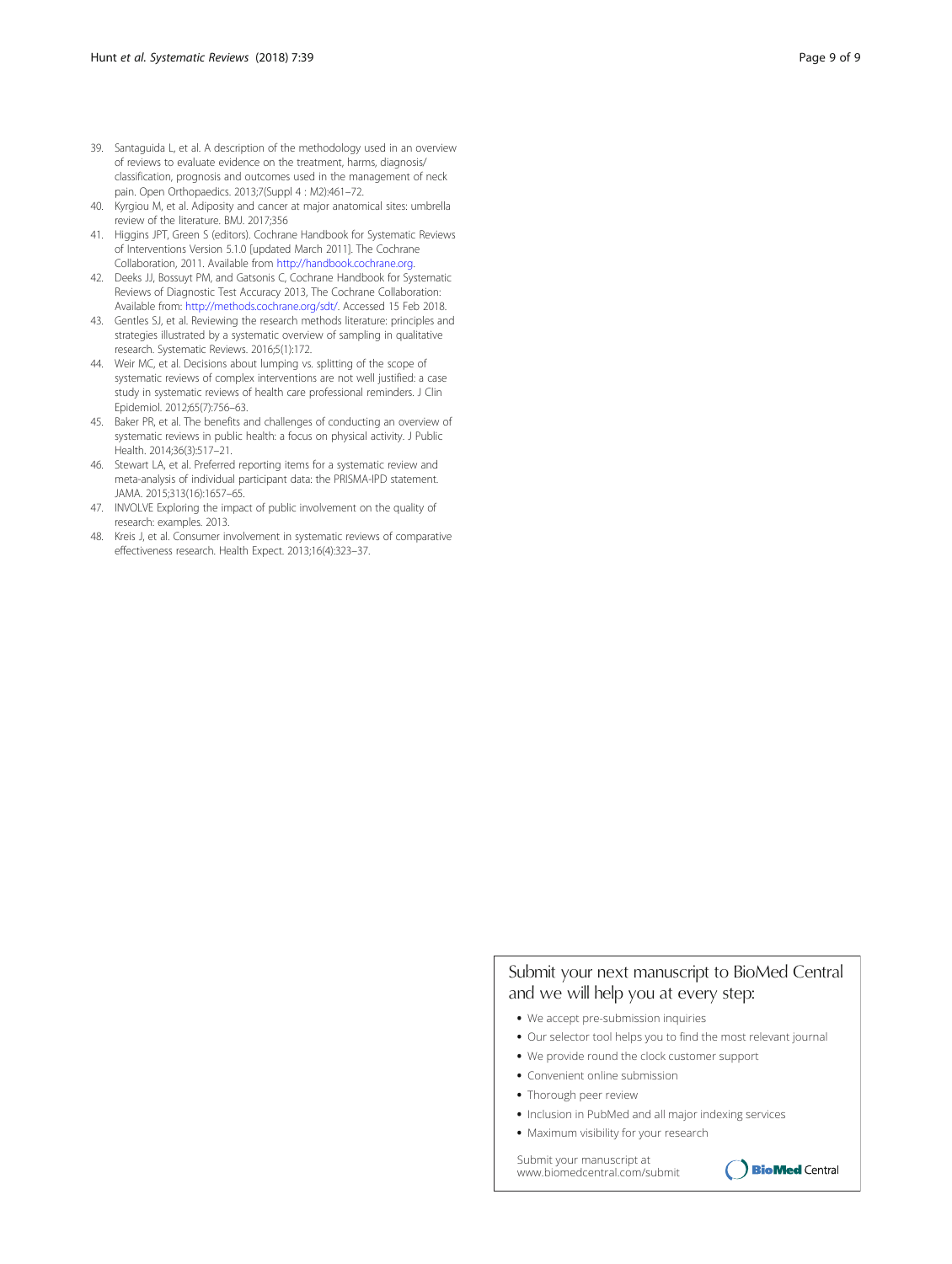39. Santaguida L, et al. A description of the methodology used in an overview of reviews to evaluate evidence on the treatment, harms, diagnosis/classification, prognosis and outcomes used in the management of neck pain. Open Orthopaedics. 2013;7(Suppl 4 : M2):461–72.
40. Kyrgiou M, et al. Adiposity and cancer at major anatomical sites: umbrella review of the literature. BMJ. 2017;356
41. Higgins JPT, Green S (editors). Cochrane Handbook for Systematic Reviews of Interventions Version 5.1.0 [updated March 2011]. The Cochrane Collaboration, 2011. Available from http://handbook.cochrane.org.
42. Deeks JJ, Bossuyt PM, and Gatsonis C, Cochrane Handbook for Systematic Reviews of Diagnostic Test Accuracy 2013, The Cochrane Collaboration: Available from: http://methods.cochrane.org/sdt/. Accessed 15 Feb 2018.
43. Gentles SJ, et al. Reviewing the research methods literature: principles and strategies illustrated by a systematic overview of sampling in qualitative research. Systematic Reviews. 2016;5(1):172.
44. Weir MC, et al. Decisions about lumping vs. splitting of the scope of systematic reviews of complex interventions are not well justified: a case study in systematic reviews of health care professional reminders. J Clin Epidemiol. 2012;65(7):756–63.
45. Baker PR, et al. The benefits and challenges of conducting an overview of systematic reviews in public health: a focus on physical activity. J Public Health. 2014;36(3):517–21.
46. Stewart LA, et al. Preferred reporting items for a systematic review and meta-analysis of individual participant data: the PRISMA-IPD statement. JAMA. 2015;313(16):1657–65.
47. INVOLVE Exploring the impact of public involvement on the quality of research: examples. 2013.
48. Kreis J, et al. Consumer involvement in systematic reviews of comparative effectiveness research. Health Expect. 2013;16(4):323–37.

Submit your next manuscript to BioMed Central and we will help you at every step:

- We accept pre-submission inquiries
- Our selector tool helps you to find the most relevant journal
- We provide round the clock customer support
- Convenient online submission
- Thorough peer review
- Inclusion in PubMed and all major indexing services
- Maximum visibility for your research

Submit your manuscript at www.biomedcentral.com/submit

BioMed Central